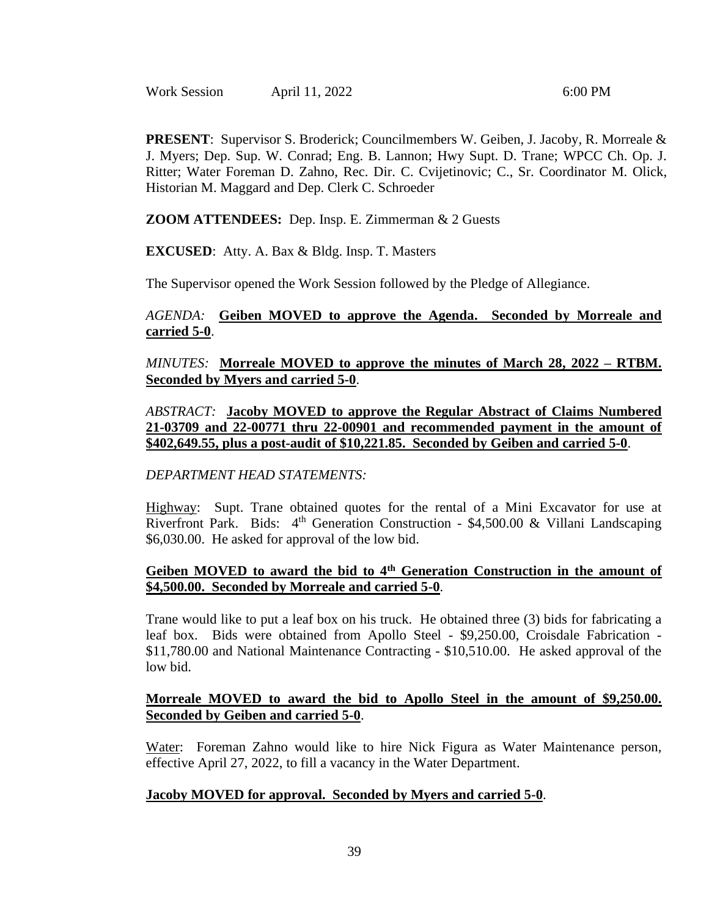Work Session April 11, 2022 6:00 PM

**PRESENT**: Supervisor S. Broderick; Councilmembers W. Geiben, J. Jacoby, R. Morreale & J. Myers; Dep. Sup. W. Conrad; Eng. B. Lannon; Hwy Supt. D. Trane; WPCC Ch. Op. J. Ritter; Water Foreman D. Zahno, Rec. Dir. C. Cvijetinovic; C., Sr. Coordinator M. Olick, Historian M. Maggard and Dep. Clerk C. Schroeder

**ZOOM ATTENDEES:** Dep. Insp. E. Zimmerman & 2 Guests

**EXCUSED**: Atty. A. Bax & Bldg. Insp. T. Masters

The Supervisor opened the Work Session followed by the Pledge of Allegiance.

*AGENDA:* **Geiben MOVED to approve the Agenda. Seconded by Morreale and carried 5-0**.

*MINUTES:* **Morreale MOVED to approve the minutes of March 28, 2022 – RTBM. Seconded by Myers and carried 5-0**.

*ABSTRACT:* **Jacoby MOVED to approve the Regular Abstract of Claims Numbered 21-03709 and 22-00771 thru 22-00901 and recommended payment in the amount of $402,649.55, plus a post-audit of $10,221.85. Seconded by Geiben and carried 5-0**.

*DEPARTMENT HEAD STATEMENTS:*

Highway: Supt. Trane obtained quotes for the rental of a Mini Excavator for use at Riverfront Park. Bids: 4th Generation Construction - $4,500.00 & Villani Landscaping $6,030.00. He asked for approval of the low bid.

**Geiben MOVED to award the bid to 4th Generation Construction in the amount of $4,500.00. Seconded by Morreale and carried 5-0**.

Trane would like to put a leaf box on his truck. He obtained three (3) bids for fabricating a leaf box. Bids were obtained from Apollo Steel - $9,250.00, Croisdale Fabrication - $11,780.00 and National Maintenance Contracting - $10,510.00. He asked approval of the low bid.

**Morreale MOVED to award the bid to Apollo Steel in the amount of $9,250.00. Seconded by Geiben and carried 5-0**.

Water: Foreman Zahno would like to hire Nick Figura as Water Maintenance person, effective April 27, 2022, to fill a vacancy in the Water Department.

**Jacoby MOVED for approval. Seconded by Myers and carried 5-0**.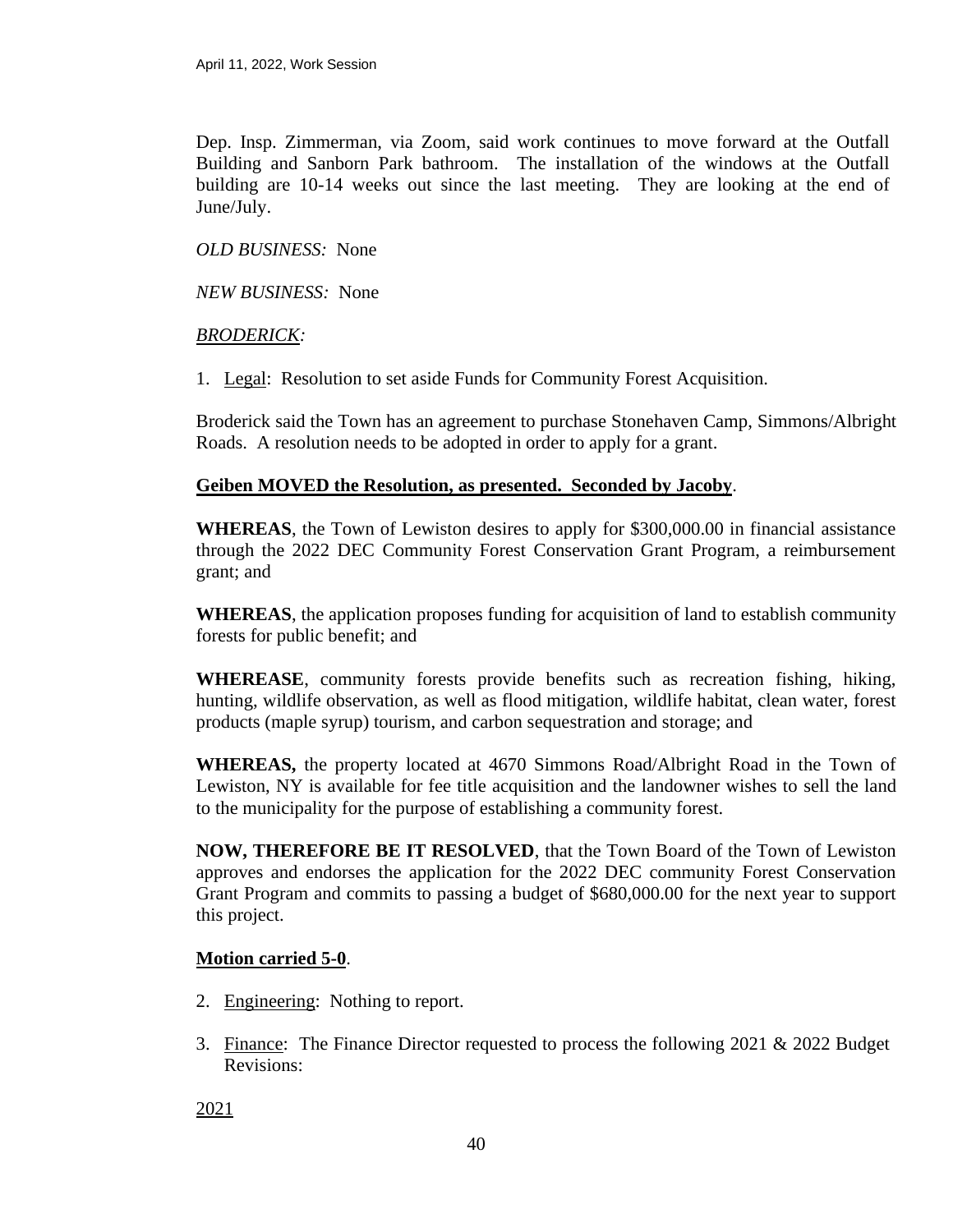Dep. Insp. Zimmerman, via Zoom, said work continues to move forward at the Outfall Building and Sanborn Park bathroom. The installation of the windows at the Outfall building are 10-14 weeks out since the last meeting. They are looking at the end of June/July.

*OLD BUSINESS:* None

*NEW BUSINESS:* None

*BRODERICK:*

1. Legal: Resolution to set aside Funds for Community Forest Acquisition.

Broderick said the Town has an agreement to purchase Stonehaven Camp, Simmons/Albright Roads. A resolution needs to be adopted in order to apply for a grant.

**Geiben MOVED the Resolution, as presented. Seconded by Jacoby**.

**WHEREAS**, the Town of Lewiston desires to apply for $300,000.00 in financial assistance through the 2022 DEC Community Forest Conservation Grant Program, a reimbursement grant; and

**WHEREAS**, the application proposes funding for acquisition of land to establish community forests for public benefit; and

**WHEREASE**, community forests provide benefits such as recreation fishing, hiking, hunting, wildlife observation, as well as flood mitigation, wildlife habitat, clean water, forest products (maple syrup) tourism, and carbon sequestration and storage; and

**WHEREAS,** the property located at 4670 Simmons Road/Albright Road in the Town of Lewiston, NY is available for fee title acquisition and the landowner wishes to sell the land to the municipality for the purpose of establishing a community forest.

**NOW, THEREFORE BE IT RESOLVED**, that the Town Board of the Town of Lewiston approves and endorses the application for the 2022 DEC community Forest Conservation Grant Program and commits to passing a budget of $680,000.00 for the next year to support this project.

**Motion carried 5-0**.

2. Engineering: Nothing to report.

3. Finance: The Finance Director requested to process the following 2021 & 2022 Budget Revisions:

2021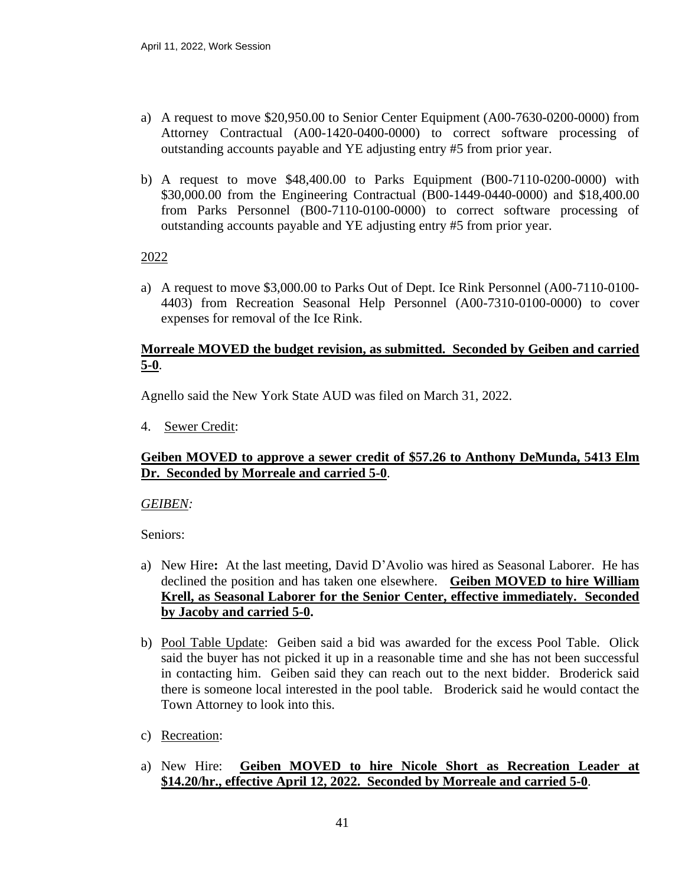a) A request to move $20,950.00 to Senior Center Equipment (A00-7630-0200-0000) from Attorney Contractual (A00-1420-0400-0000) to correct software processing of outstanding accounts payable and YE adjusting entry #5 from prior year.

b) A request to move $48,400.00 to Parks Equipment (B00-7110-0200-0000) with $30,000.00 from the Engineering Contractual (B00-1449-0440-0000) and $18,400.00 from Parks Personnel (B00-7110-0100-0000) to correct software processing of outstanding accounts payable and YE adjusting entry #5 from prior year.

<u>2022</u>

a) A request to move $3,000.00 to Parks Out of Dept. Ice Rink Personnel (A00-7110-0100-4403) from Recreation Seasonal Help Personnel (A00-7310-0100-0000) to cover expenses for removal of the Ice Rink.

**<u>Morreale MOVED the budget revision, as submitted. Seconded by Geiben and carried 5-0</u>**.

Agnello said the New York State AUD was filed on March 31, 2022.

4. <u>Sewer Credit</u>:

**<u>Geiben MOVED to approve a sewer credit of $57.26 to Anthony DeMunda, 5413 Elm Dr. Seconded by Morreale and carried 5-0</u>**.

*<u>GEIBEN</u>:*

Seniors:

a) New Hire**:** At the last meeting, David D'Avolio was hired as Seasonal Laborer. He has declined the position and has taken one elsewhere. **<u>Geiben MOVED to hire William Krell, as Seasonal Laborer for the Senior Center, effective immediately. Seconded by Jacoby and carried 5-0</u>.**

b) <u>Pool Table Update</u>: Geiben said a bid was awarded for the excess Pool Table. Olick said the buyer has not picked it up in a reasonable time and she has not been successful in contacting him. Geiben said they can reach out to the next bidder. Broderick said there is someone local interested in the pool table. Broderick said he would contact the Town Attorney to look into this.

c) <u>Recreation</u>:

a) New Hire: **<u>Geiben MOVED to hire Nicole Short as Recreation Leader at $14.20/hr., effective April 12, 2022. Seconded by Morreale and carried 5-0</u>**.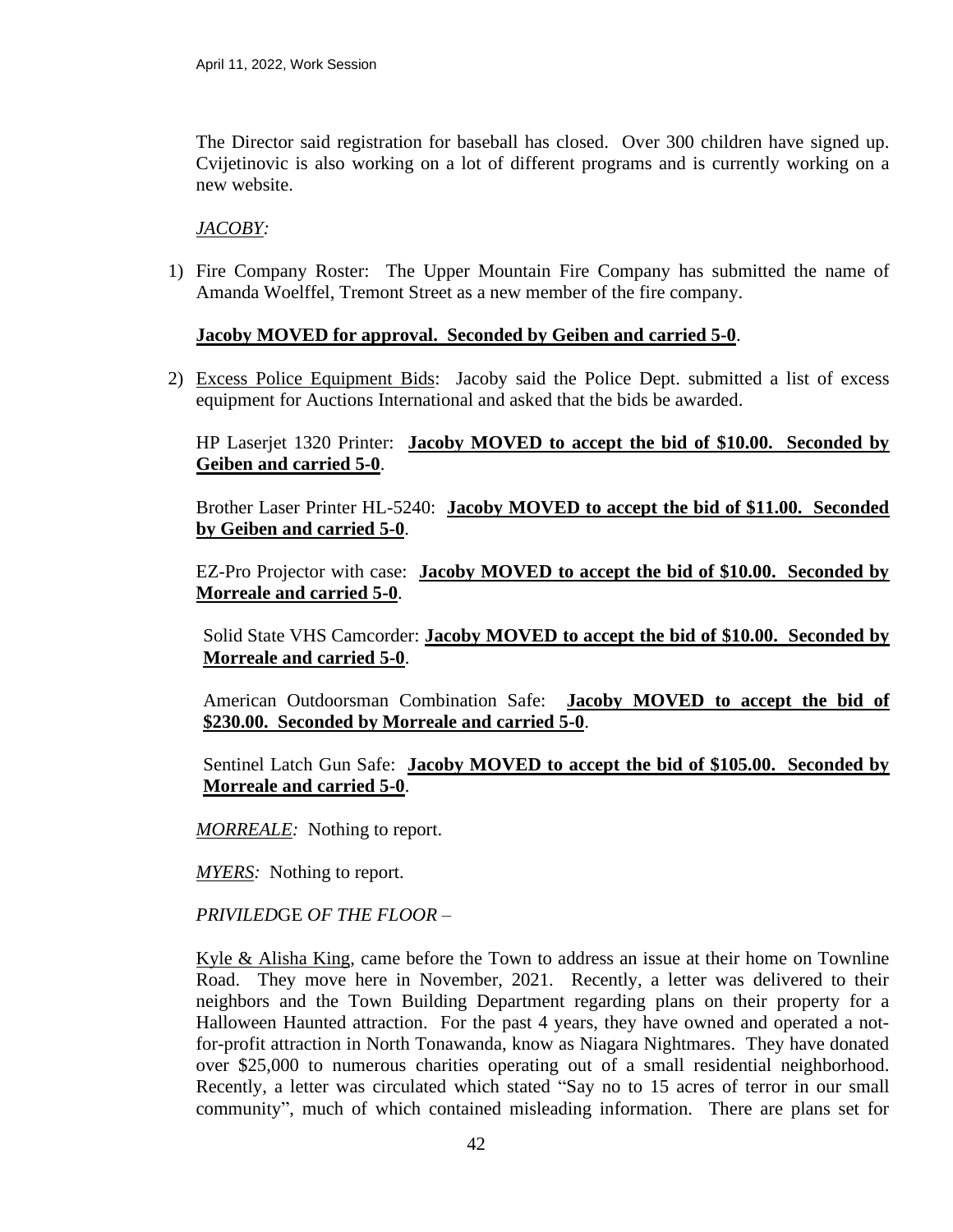The Director said registration for baseball has closed. Over 300 children have signed up. Cvijetinovic is also working on a lot of different programs and is currently working on a new website.

*JACOBY:*

1) Fire Company Roster: The Upper Mountain Fire Company has submitted the name of Amanda Woelffel, Tremont Street as a new member of the fire company.

   **Jacoby MOVED for approval. Seconded by Geiben and carried 5-0**.

2) Excess Police Equipment Bids: Jacoby said the Police Dept. submitted a list of excess equipment for Auctions International and asked that the bids be awarded.

   HP Laserjet 1320 Printer: **Jacoby MOVED to accept the bid of $10.00. Seconded by Geiben and carried 5-0**.

   Brother Laser Printer HL-5240: **Jacoby MOVED to accept the bid of $11.00. Seconded by Geiben and carried 5-0**.

   EZ-Pro Projector with case: **Jacoby MOVED to accept the bid of $10.00. Seconded by Morreale and carried 5-0**.

   Solid State VHS Camcorder: **Jacoby MOVED to accept the bid of $10.00. Seconded by Morreale and carried 5-0**.

   American Outdoorsman Combination Safe: **Jacoby MOVED to accept the bid of $230.00. Seconded by Morreale and carried 5-0**.

   Sentinel Latch Gun Safe: **Jacoby MOVED to accept the bid of $105.00. Seconded by Morreale and carried 5-0**.

*MORREALE:* Nothing to report.

*MYERS:* Nothing to report.

*PRIVILEDGE OF THE FLOOR* –

Kyle & Alisha King, came before the Town to address an issue at their home on Townline Road. They move here in November, 2021. Recently, a letter was delivered to their neighbors and the Town Building Department regarding plans on their property for a Halloween Haunted attraction. For the past 4 years, they have owned and operated a not-for-profit attraction in North Tonawanda, know as Niagara Nightmares. They have donated over $25,000 to numerous charities operating out of a small residential neighborhood. Recently, a letter was circulated which stated "Say no to 15 acres of terror in our small community", much of which contained misleading information. There are plans set for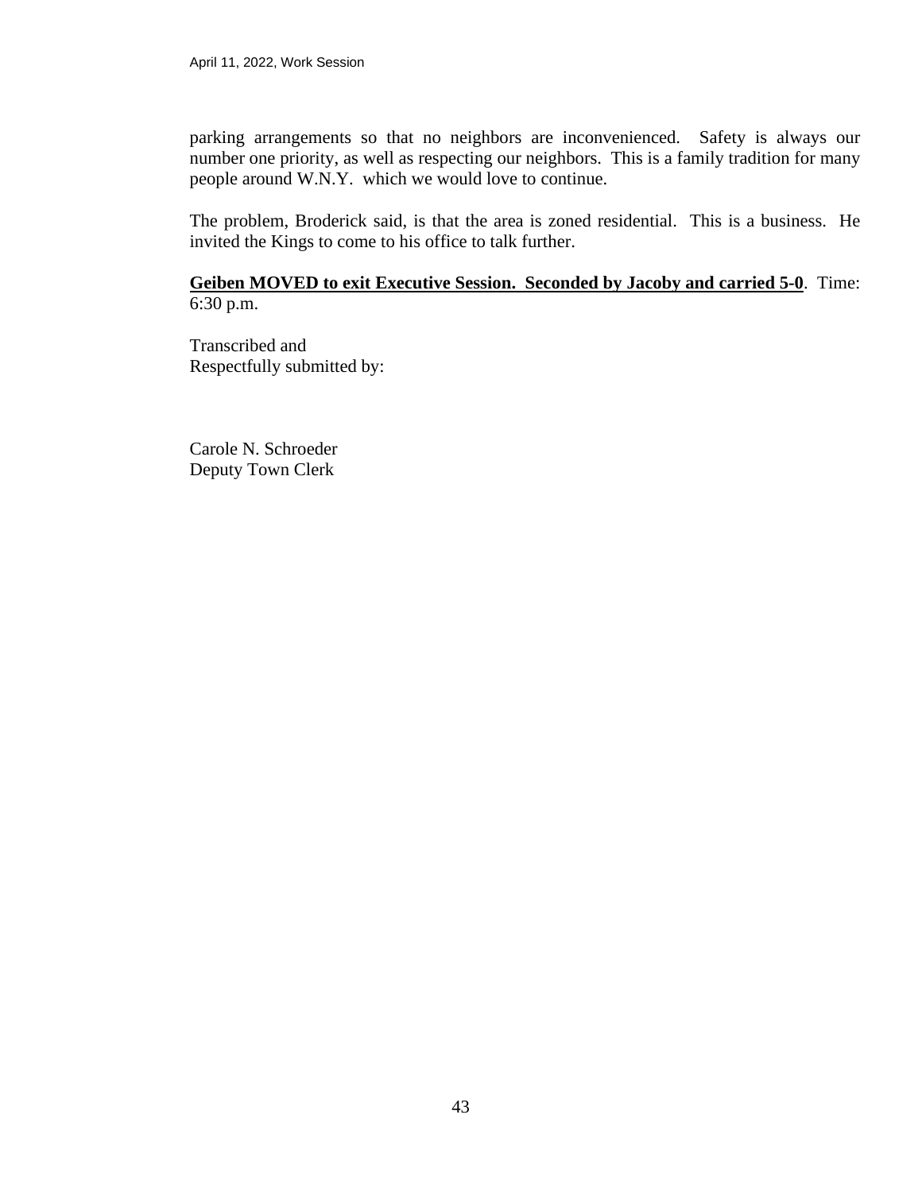parking arrangements so that no neighbors are inconvenienced. Safety is always our number one priority, as well as respecting our neighbors. This is a family tradition for many people around W.N.Y. which we would love to continue.

The problem, Broderick said, is that the area is zoned residential. This is a business. He invited the Kings to come to his office to talk further.

**<u>Geiben MOVED to exit Executive Session. Seconded by Jacoby and carried 5-0</u>**. Time: 6:30 p.m.

Transcribed and
Respectfully submitted by:

Carole N. Schroeder
Deputy Town Clerk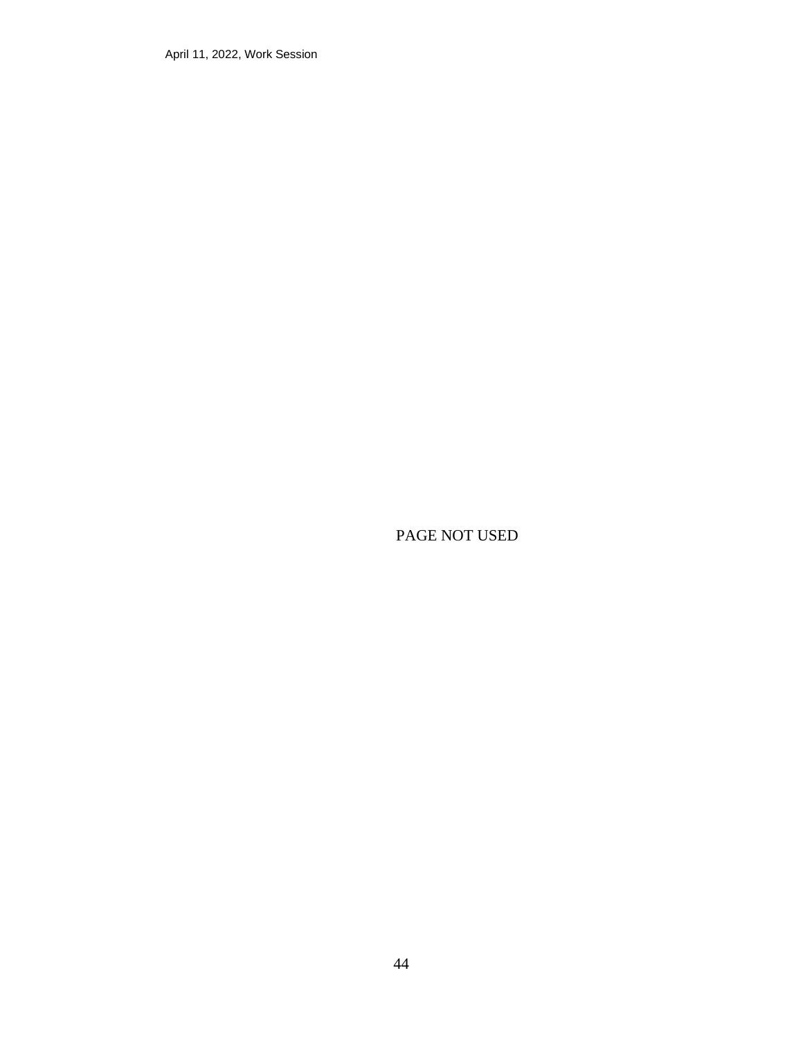PAGE NOT USED